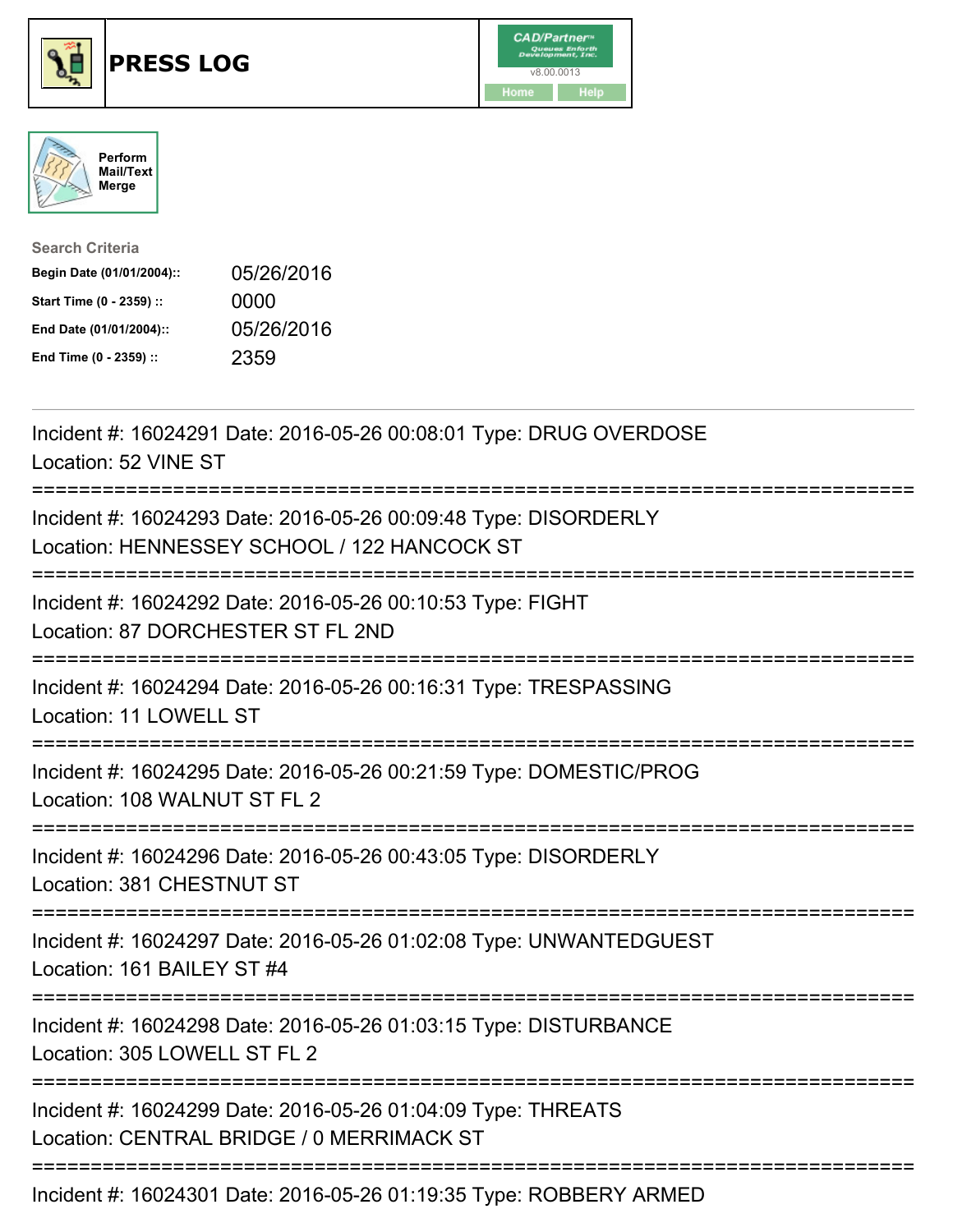# PRESS LOG

CAD/Partner
v8.00.0013
Home Help

Perform Mail/Text Merge

**Search Criteria**

| | |
|---|---|
| **Begin Date (01/01/2004)::** | 05/26/2016 |
| **Start Time (0 - 2359) ::** | 0000 |
| **End Date (01/01/2004)::** | 05/26/2016 |
| **End Time (0 - 2359) ::** | 2359 |

---

Incident #: 16024291 Date: 2016-05-26 00:08:01 Type: DRUG OVERDOSE
Location: 52 VINE ST

===========================================================================

Incident #: 16024293 Date: 2016-05-26 00:09:48 Type: DISORDERLY
Location: HENNESSEY SCHOOL / 122 HANCOCK ST

===========================================================================

Incident #: 16024292 Date: 2016-05-26 00:10:53 Type: FIGHT
Location: 87 DORCHESTER ST FL 2ND

===========================================================================

Incident #: 16024294 Date: 2016-05-26 00:16:31 Type: TRESPASSING
Location: 11 LOWELL ST

===========================================================================

Incident #: 16024295 Date: 2016-05-26 00:21:59 Type: DOMESTIC/PROG
Location: 108 WALNUT ST FL 2

===========================================================================

Incident #: 16024296 Date: 2016-05-26 00:43:05 Type: DISORDERLY
Location: 381 CHESTNUT ST

===========================================================================

Incident #: 16024297 Date: 2016-05-26 01:02:08 Type: UNWANTEDGUEST
Location: 161 BAILEY ST #4

===========================================================================

Incident #: 16024298 Date: 2016-05-26 01:03:15 Type: DISTURBANCE
Location: 305 LOWELL ST FL 2

===========================================================================

Incident #: 16024299 Date: 2016-05-26 01:04:09 Type: THREATS
Location: CENTRAL BRIDGE / 0 MERRIMACK ST

===========================================================================

Incident #: 16024301 Date: 2016-05-26 01:19:35 Type: ROBBERY ARMED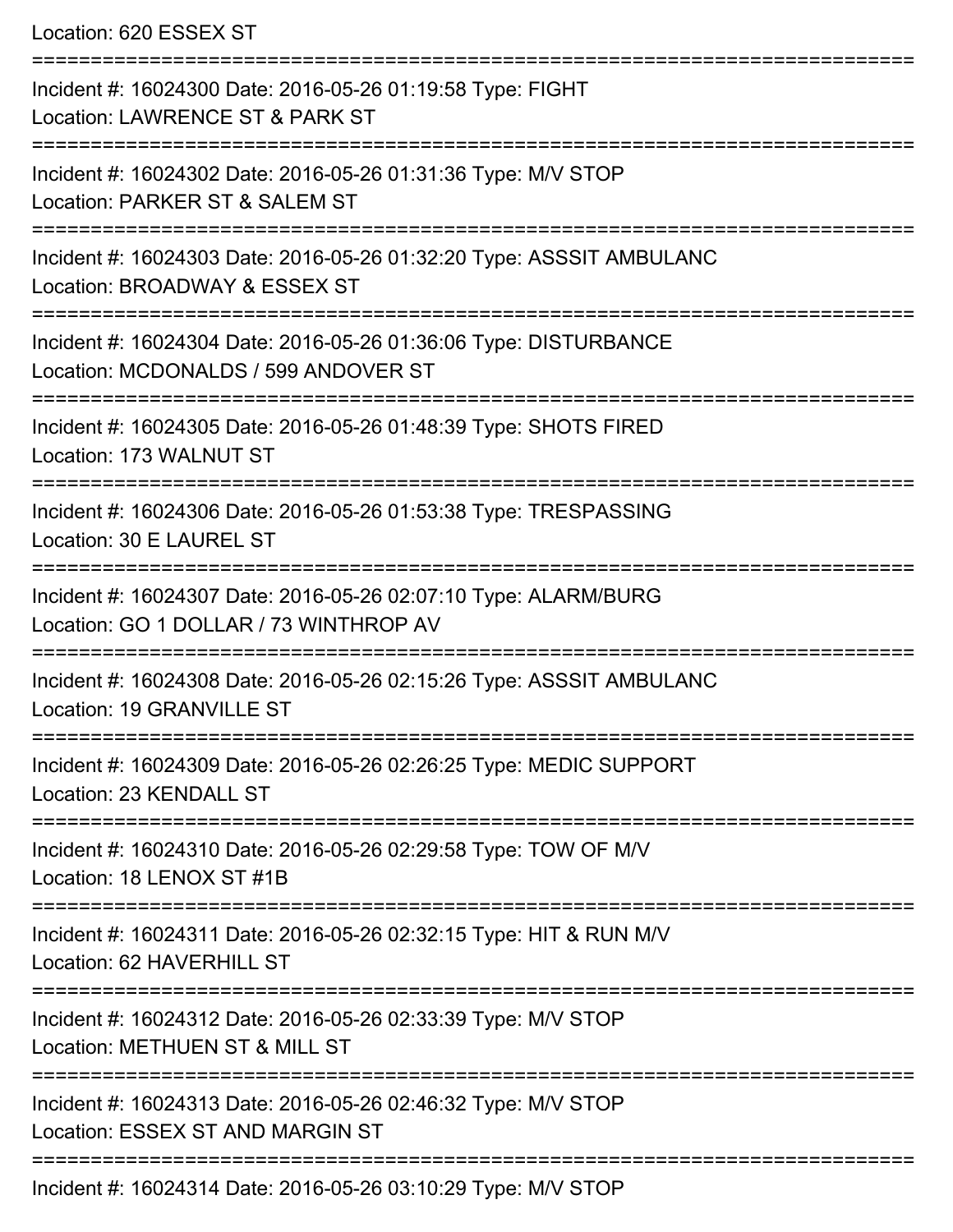Location: 620 ESSEX ST

===========================================================================

Incident #: 16024300 Date: 2016-05-26 01:19:58 Type: FIGHT
Location: LAWRENCE ST & PARK ST

===========================================================================

Incident #: 16024302 Date: 2016-05-26 01:31:36 Type: M/V STOP
Location: PARKER ST & SALEM ST

===========================================================================

Incident #: 16024303 Date: 2016-05-26 01:32:20 Type: ASSSIT AMBULANC
Location: BROADWAY & ESSEX ST

===========================================================================

Incident #: 16024304 Date: 2016-05-26 01:36:06 Type: DISTURBANCE
Location: MCDONALDS / 599 ANDOVER ST

===========================================================================

Incident #: 16024305 Date: 2016-05-26 01:48:39 Type: SHOTS FIRED
Location: 173 WALNUT ST

===========================================================================

Incident #: 16024306 Date: 2016-05-26 01:53:38 Type: TRESPASSING
Location: 30 E LAUREL ST

===========================================================================

Incident #: 16024307 Date: 2016-05-26 02:07:10 Type: ALARM/BURG
Location: GO 1 DOLLAR / 73 WINTHROP AV

===========================================================================

Incident #: 16024308 Date: 2016-05-26 02:15:26 Type: ASSSIT AMBULANC
Location: 19 GRANVILLE ST

===========================================================================

Incident #: 16024309 Date: 2016-05-26 02:26:25 Type: MEDIC SUPPORT
Location: 23 KENDALL ST

===========================================================================

Incident #: 16024310 Date: 2016-05-26 02:29:58 Type: TOW OF M/V
Location: 18 LENOX ST #1B

===========================================================================

Incident #: 16024311 Date: 2016-05-26 02:32:15 Type: HIT & RUN M/V
Location: 62 HAVERHILL ST

===========================================================================

Incident #: 16024312 Date: 2016-05-26 02:33:39 Type: M/V STOP
Location: METHUEN ST & MILL ST

===========================================================================

Incident #: 16024313 Date: 2016-05-26 02:46:32 Type: M/V STOP
Location: ESSEX ST AND MARGIN ST

===========================================================================

Incident #: 16024314 Date: 2016-05-26 03:10:29 Type: M/V STOP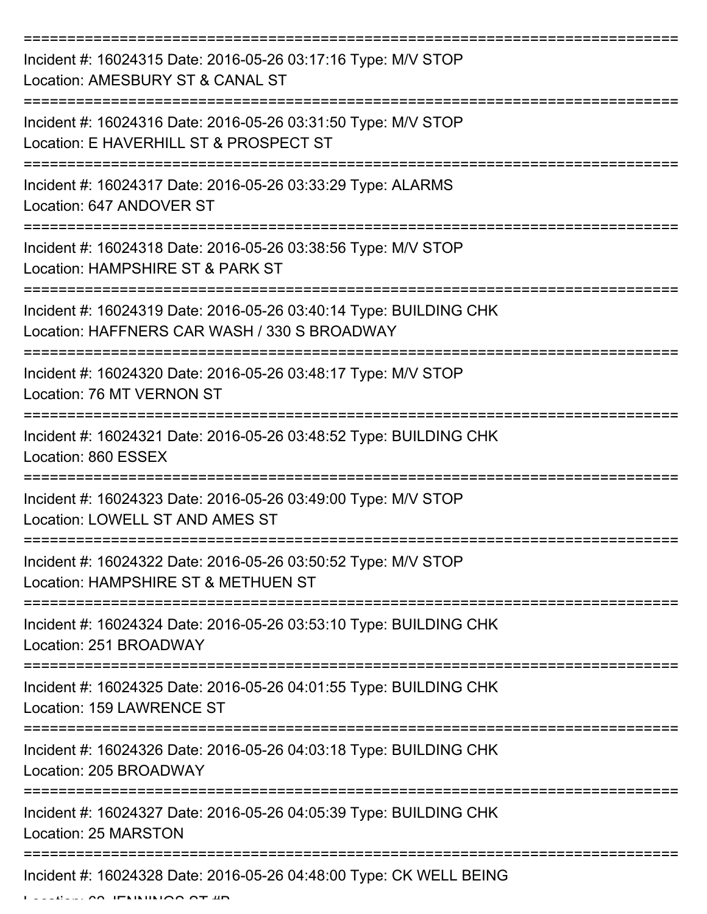===========================================================================

Incident #: 16024315 Date: 2016-05-26 03:17:16 Type: M/V STOP
Location: AMESBURY ST & CANAL ST

===========================================================================

Incident #: 16024316 Date: 2016-05-26 03:31:50 Type: M/V STOP
Location: E HAVERHILL ST & PROSPECT ST

===========================================================================

Incident #: 16024317 Date: 2016-05-26 03:33:29 Type: ALARMS
Location: 647 ANDOVER ST

===========================================================================

Incident #: 16024318 Date: 2016-05-26 03:38:56 Type: M/V STOP
Location: HAMPSHIRE ST & PARK ST

===========================================================================

Incident #: 16024319 Date: 2016-05-26 03:40:14 Type: BUILDING CHK
Location: HAFFNERS CAR WASH / 330 S BROADWAY

===========================================================================

Incident #: 16024320 Date: 2016-05-26 03:48:17 Type: M/V STOP
Location: 76 MT VERNON ST

===========================================================================

Incident #: 16024321 Date: 2016-05-26 03:48:52 Type: BUILDING CHK
Location: 860 ESSEX

===========================================================================

Incident #: 16024323 Date: 2016-05-26 03:49:00 Type: M/V STOP
Location: LOWELL ST AND AMES ST

===========================================================================

Incident #: 16024322 Date: 2016-05-26 03:50:52 Type: M/V STOP
Location: HAMPSHIRE ST & METHUEN ST

===========================================================================

Incident #: 16024324 Date: 2016-05-26 03:53:10 Type: BUILDING CHK
Location: 251 BROADWAY

===========================================================================

Incident #: 16024325 Date: 2016-05-26 04:01:55 Type: BUILDING CHK
Location: 159 LAWRENCE ST

===========================================================================

Incident #: 16024326 Date: 2016-05-26 04:03:18 Type: BUILDING CHK
Location: 205 BROADWAY

===========================================================================

Incident #: 16024327 Date: 2016-05-26 04:05:39 Type: BUILDING CHK
Location: 25 MARSTON

===========================================================================

Incident #: 16024328 Date: 2016-05-26 04:48:00 Type: CK WELL BEING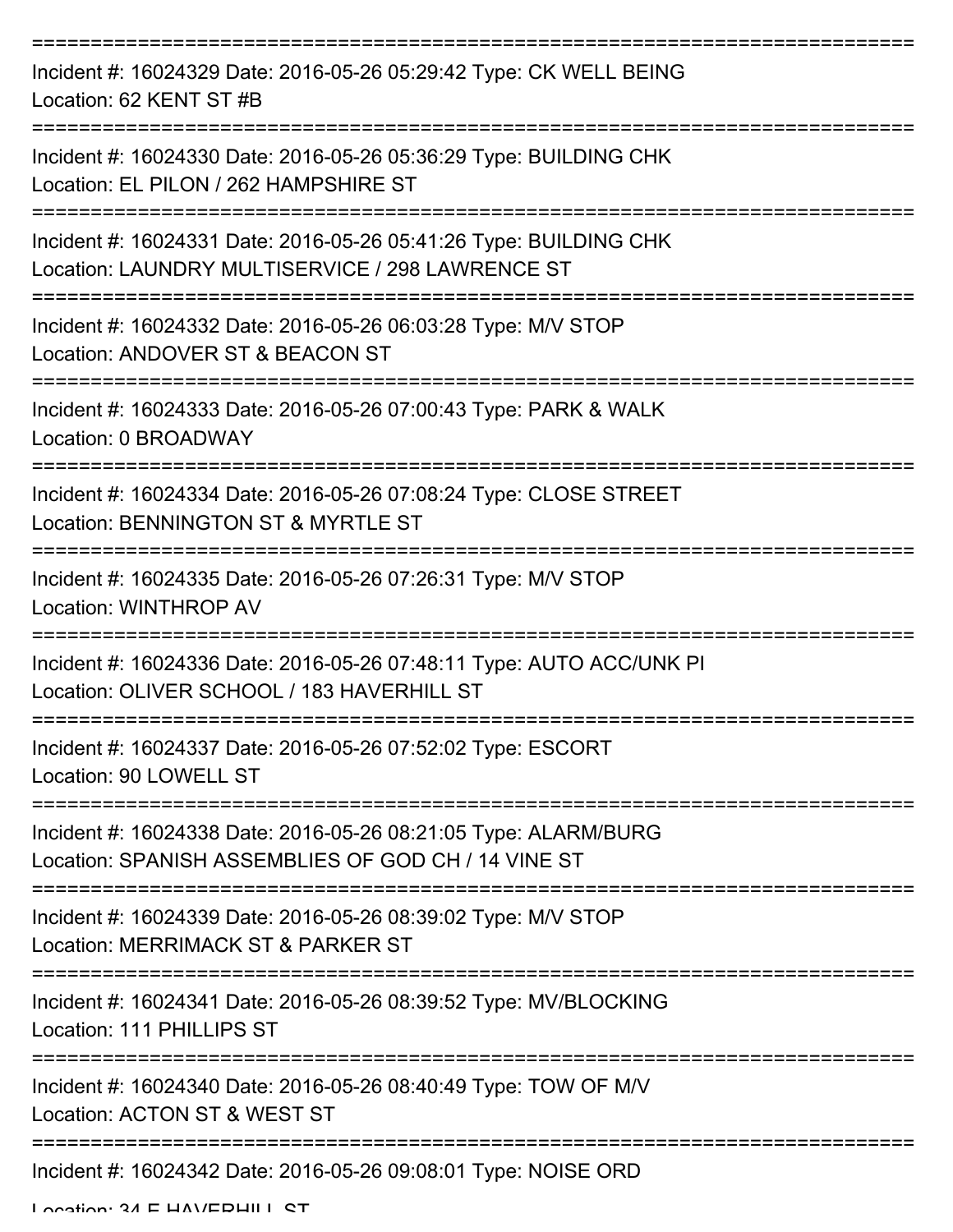===========================================================================

Incident #: 16024329 Date: 2016-05-26 05:29:42 Type: CK WELL BEING
Location: 62 KENT ST #B

===========================================================================

Incident #: 16024330 Date: 2016-05-26 05:36:29 Type: BUILDING CHK
Location: EL PILON / 262 HAMPSHIRE ST

===========================================================================

Incident #: 16024331 Date: 2016-05-26 05:41:26 Type: BUILDING CHK
Location: LAUNDRY MULTISERVICE / 298 LAWRENCE ST

===========================================================================

Incident #: 16024332 Date: 2016-05-26 06:03:28 Type: M/V STOP
Location: ANDOVER ST & BEACON ST

===========================================================================

Incident #: 16024333 Date: 2016-05-26 07:00:43 Type: PARK & WALK
Location: 0 BROADWAY

===========================================================================

Incident #: 16024334 Date: 2016-05-26 07:08:24 Type: CLOSE STREET
Location: BENNINGTON ST & MYRTLE ST

===========================================================================

Incident #: 16024335 Date: 2016-05-26 07:26:31 Type: M/V STOP
Location: WINTHROP AV

===========================================================================

Incident #: 16024336 Date: 2016-05-26 07:48:11 Type: AUTO ACC/UNK PI
Location: OLIVER SCHOOL / 183 HAVERHILL ST

===========================================================================

Incident #: 16024337 Date: 2016-05-26 07:52:02 Type: ESCORT
Location: 90 LOWELL ST

===========================================================================

Incident #: 16024338 Date: 2016-05-26 08:21:05 Type: ALARM/BURG
Location: SPANISH ASSEMBLIES OF GOD CH / 14 VINE ST

===========================================================================

Incident #: 16024339 Date: 2016-05-26 08:39:02 Type: M/V STOP
Location: MERRIMACK ST & PARKER ST

===========================================================================

Incident #: 16024341 Date: 2016-05-26 08:39:52 Type: MV/BLOCKING
Location: 111 PHILLIPS ST

===========================================================================

Incident #: 16024340 Date: 2016-05-26 08:40:49 Type: TOW OF M/V
Location: ACTON ST & WEST ST

===========================================================================

Incident #: 16024342 Date: 2016-05-26 09:08:01 Type: NOISE ORD
Location: 34 E HAVERHILL ST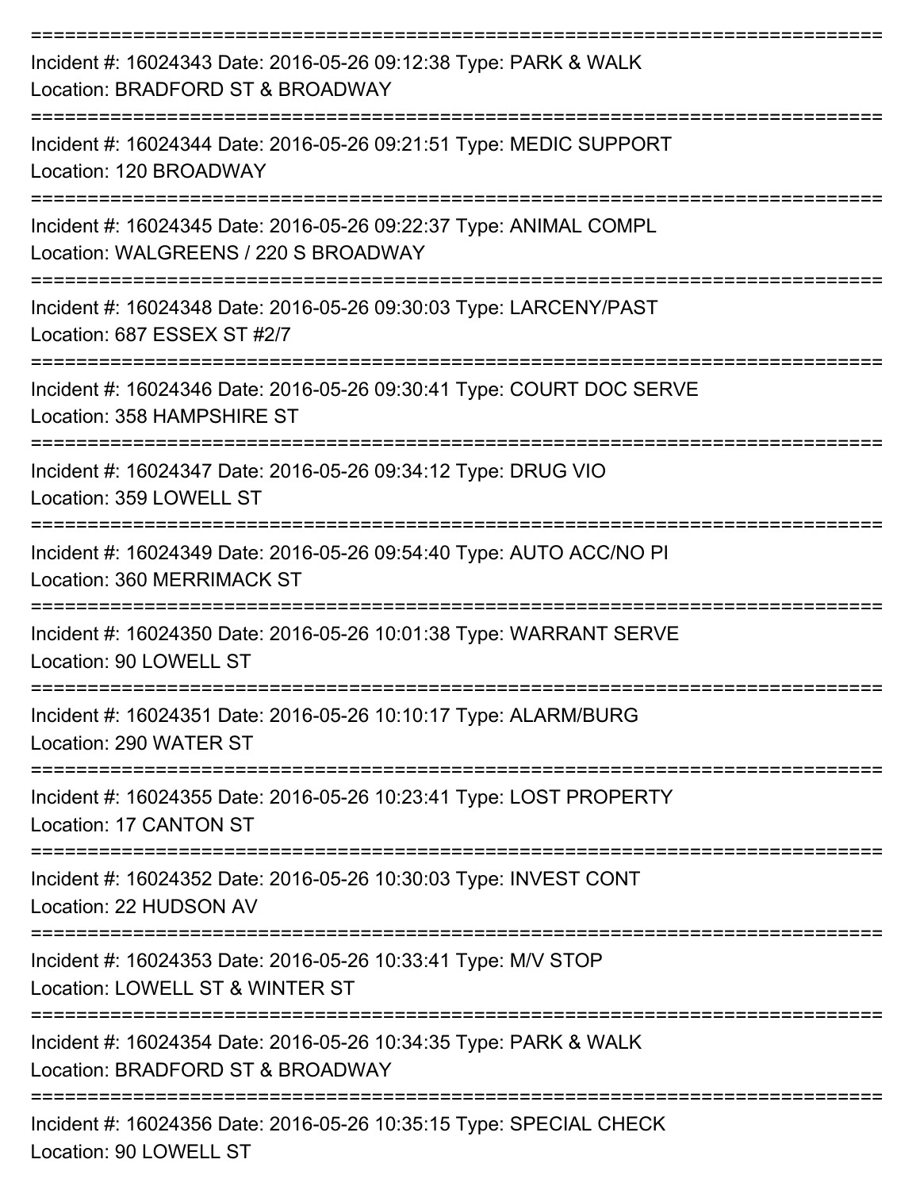===========================================================================
Incident #: 16024343 Date: 2016-05-26 09:12:38 Type: PARK & WALK
Location: BRADFORD ST & BROADWAY
===========================================================================
Incident #: 16024344 Date: 2016-05-26 09:21:51 Type: MEDIC SUPPORT
Location: 120 BROADWAY
===========================================================================
Incident #: 16024345 Date: 2016-05-26 09:22:37 Type: ANIMAL COMPL
Location: WALGREENS / 220 S BROADWAY
===========================================================================
Incident #: 16024348 Date: 2016-05-26 09:30:03 Type: LARCENY/PAST
Location: 687 ESSEX ST #2/7
===========================================================================
Incident #: 16024346 Date: 2016-05-26 09:30:41 Type: COURT DOC SERVE
Location: 358 HAMPSHIRE ST
===========================================================================
Incident #: 16024347 Date: 2016-05-26 09:34:12 Type: DRUG VIO
Location: 359 LOWELL ST
===========================================================================
Incident #: 16024349 Date: 2016-05-26 09:54:40 Type: AUTO ACC/NO PI
Location: 360 MERRIMACK ST
===========================================================================
Incident #: 16024350 Date: 2016-05-26 10:01:38 Type: WARRANT SERVE
Location: 90 LOWELL ST
===========================================================================
Incident #: 16024351 Date: 2016-05-26 10:10:17 Type: ALARM/BURG
Location: 290 WATER ST
===========================================================================
Incident #: 16024355 Date: 2016-05-26 10:23:41 Type: LOST PROPERTY
Location: 17 CANTON ST
===========================================================================
Incident #: 16024352 Date: 2016-05-26 10:30:03 Type: INVEST CONT
Location: 22 HUDSON AV
===========================================================================
Incident #: 16024353 Date: 2016-05-26 10:33:41 Type: M/V STOP
Location: LOWELL ST & WINTER ST
===========================================================================
Incident #: 16024354 Date: 2016-05-26 10:34:35 Type: PARK & WALK
Location: BRADFORD ST & BROADWAY
===========================================================================
Incident #: 16024356 Date: 2016-05-26 10:35:15 Type: SPECIAL CHECK
Location: 90 LOWELL ST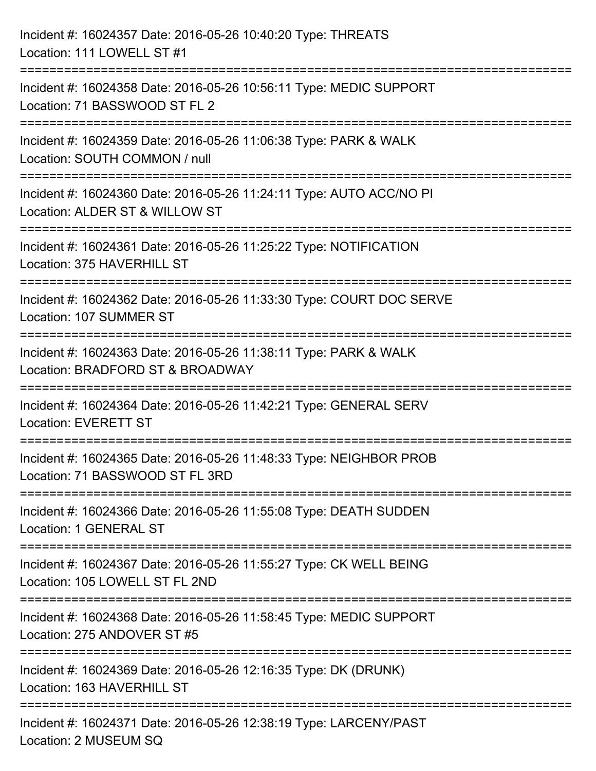Incident #: 16024357 Date: 2016-05-26 10:40:20 Type: THREATS
Location: 111 LOWELL ST #1

===========================================================================

Incident #: 16024358 Date: 2016-05-26 10:56:11 Type: MEDIC SUPPORT
Location: 71 BASSWOOD ST FL 2

===========================================================================

Incident #: 16024359 Date: 2016-05-26 11:06:38 Type: PARK & WALK
Location: SOUTH COMMON / null

===========================================================================

Incident #: 16024360 Date: 2016-05-26 11:24:11 Type: AUTO ACC/NO PI
Location: ALDER ST & WILLOW ST

===========================================================================

Incident #: 16024361 Date: 2016-05-26 11:25:22 Type: NOTIFICATION
Location: 375 HAVERHILL ST

===========================================================================

Incident #: 16024362 Date: 2016-05-26 11:33:30 Type: COURT DOC SERVE
Location: 107 SUMMER ST

===========================================================================

Incident #: 16024363 Date: 2016-05-26 11:38:11 Type: PARK & WALK
Location: BRADFORD ST & BROADWAY

===========================================================================

Incident #: 16024364 Date: 2016-05-26 11:42:21 Type: GENERAL SERV
Location: EVERETT ST

===========================================================================

Incident #: 16024365 Date: 2016-05-26 11:48:33 Type: NEIGHBOR PROB
Location: 71 BASSWOOD ST FL 3RD

===========================================================================

Incident #: 16024366 Date: 2016-05-26 11:55:08 Type: DEATH SUDDEN
Location: 1 GENERAL ST

===========================================================================

Incident #: 16024367 Date: 2016-05-26 11:55:27 Type: CK WELL BEING
Location: 105 LOWELL ST FL 2ND

===========================================================================

Incident #: 16024368 Date: 2016-05-26 11:58:45 Type: MEDIC SUPPORT
Location: 275 ANDOVER ST #5

===========================================================================

Incident #: 16024369 Date: 2016-05-26 12:16:35 Type: DK (DRUNK)
Location: 163 HAVERHILL ST

===========================================================================

Incident #: 16024371 Date: 2016-05-26 12:38:19 Type: LARCENY/PAST
Location: 2 MUSEUM SQ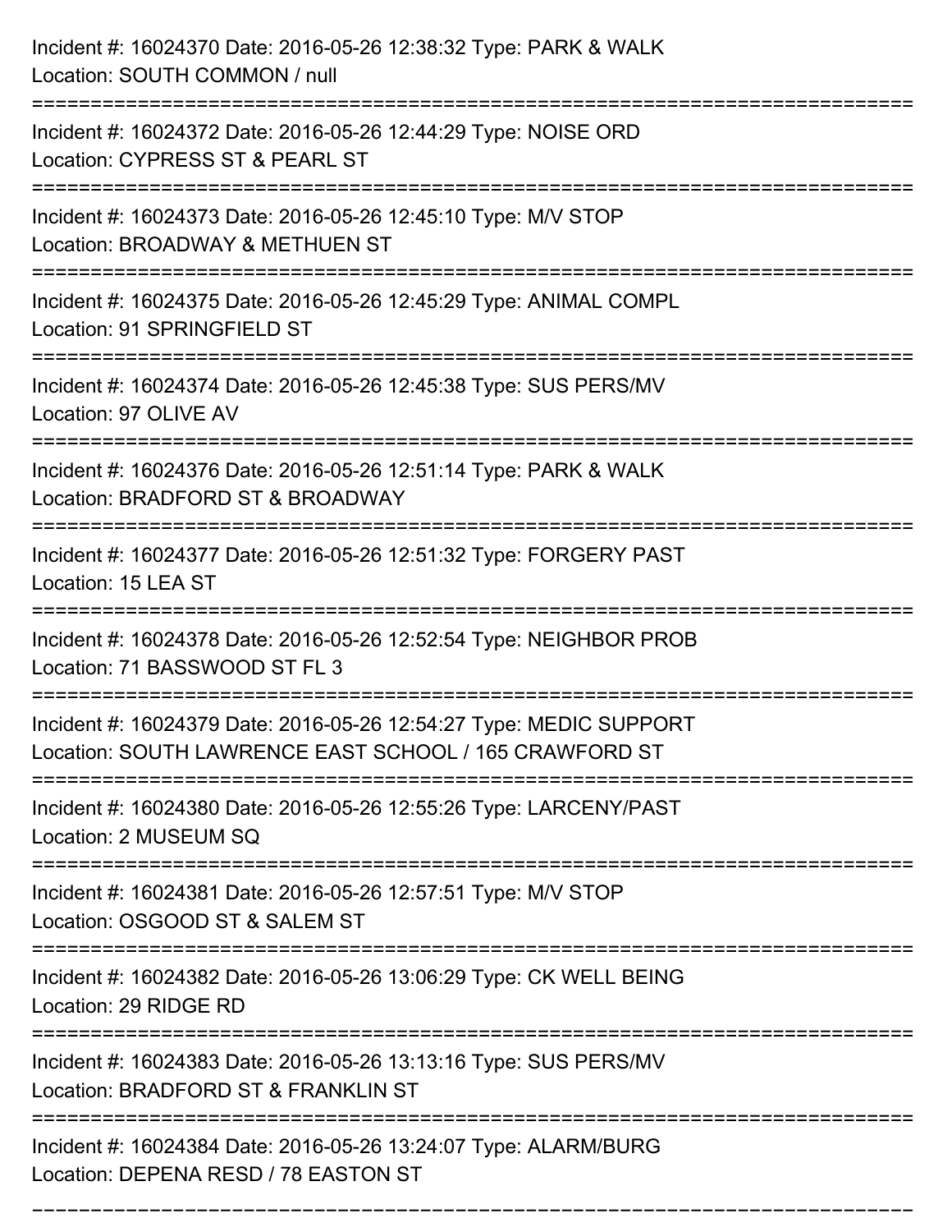Incident #: 16024370 Date: 2016-05-26 12:38:32 Type: PARK & WALK
Location: SOUTH COMMON / null

===========================================================================

Incident #: 16024372 Date: 2016-05-26 12:44:29 Type: NOISE ORD
Location: CYPRESS ST & PEARL ST

===========================================================================

Incident #: 16024373 Date: 2016-05-26 12:45:10 Type: M/V STOP
Location: BROADWAY & METHUEN ST

===========================================================================

Incident #: 16024375 Date: 2016-05-26 12:45:29 Type: ANIMAL COMPL
Location: 91 SPRINGFIELD ST

===========================================================================

Incident #: 16024374 Date: 2016-05-26 12:45:38 Type: SUS PERS/MV
Location: 97 OLIVE AV

===========================================================================

Incident #: 16024376 Date: 2016-05-26 12:51:14 Type: PARK & WALK
Location: BRADFORD ST & BROADWAY

===========================================================================

Incident #: 16024377 Date: 2016-05-26 12:51:32 Type: FORGERY PAST
Location: 15 LEA ST

===========================================================================

Incident #: 16024378 Date: 2016-05-26 12:52:54 Type: NEIGHBOR PROB
Location: 71 BASSWOOD ST FL 3

===========================================================================

Incident #: 16024379 Date: 2016-05-26 12:54:27 Type: MEDIC SUPPORT
Location: SOUTH LAWRENCE EAST SCHOOL / 165 CRAWFORD ST

===========================================================================

Incident #: 16024380 Date: 2016-05-26 12:55:26 Type: LARCENY/PAST
Location: 2 MUSEUM SQ

===========================================================================

Incident #: 16024381 Date: 2016-05-26 12:57:51 Type: M/V STOP
Location: OSGOOD ST & SALEM ST

===========================================================================

Incident #: 16024382 Date: 2016-05-26 13:06:29 Type: CK WELL BEING
Location: 29 RIDGE RD

===========================================================================

Incident #: 16024383 Date: 2016-05-26 13:13:16 Type: SUS PERS/MV
Location: BRADFORD ST & FRANKLIN ST

===========================================================================

Incident #: 16024384 Date: 2016-05-26 13:24:07 Type: ALARM/BURG
Location: DEPENA RESD / 78 EASTON ST

===========================================================================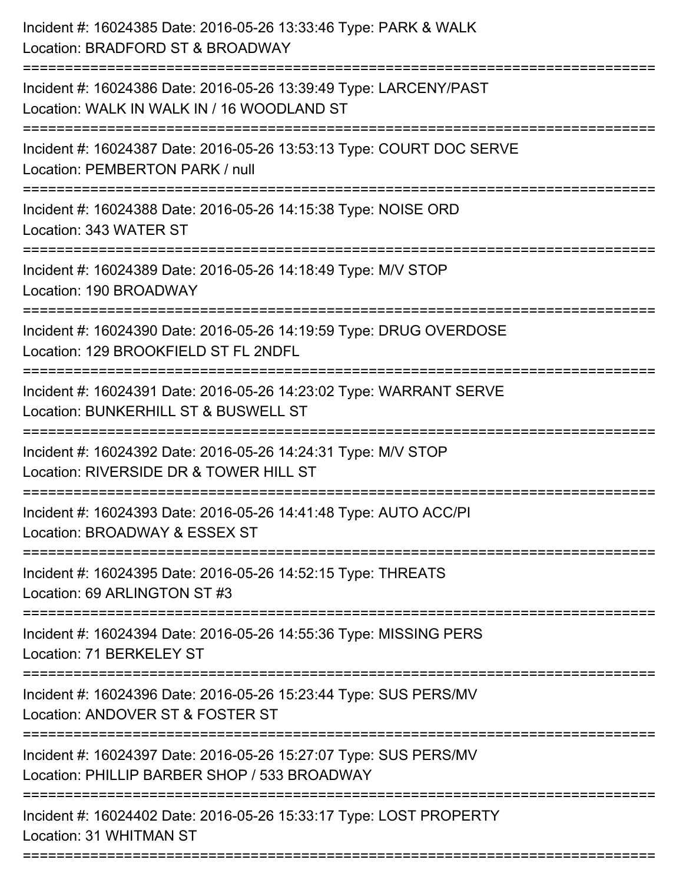Incident #: 16024385 Date: 2016-05-26 13:33:46 Type: PARK & WALK
Location: BRADFORD ST & BROADWAY

===========================================================================

Incident #: 16024386 Date: 2016-05-26 13:39:49 Type: LARCENY/PAST
Location: WALK IN WALK IN / 16 WOODLAND ST

===========================================================================

Incident #: 16024387 Date: 2016-05-26 13:53:13 Type: COURT DOC SERVE
Location: PEMBERTON PARK / null

===========================================================================

Incident #: 16024388 Date: 2016-05-26 14:15:38 Type: NOISE ORD
Location: 343 WATER ST

===========================================================================

Incident #: 16024389 Date: 2016-05-26 14:18:49 Type: M/V STOP
Location: 190 BROADWAY

===========================================================================

Incident #: 16024390 Date: 2016-05-26 14:19:59 Type: DRUG OVERDOSE
Location: 129 BROOKFIELD ST FL 2NDFL

===========================================================================

Incident #: 16024391 Date: 2016-05-26 14:23:02 Type: WARRANT SERVE
Location: BUNKERHILL ST & BUSWELL ST

===========================================================================

Incident #: 16024392 Date: 2016-05-26 14:24:31 Type: M/V STOP
Location: RIVERSIDE DR & TOWER HILL ST

===========================================================================

Incident #: 16024393 Date: 2016-05-26 14:41:48 Type: AUTO ACC/PI
Location: BROADWAY & ESSEX ST

===========================================================================

Incident #: 16024395 Date: 2016-05-26 14:52:15 Type: THREATS
Location: 69 ARLINGTON ST #3

===========================================================================

Incident #: 16024394 Date: 2016-05-26 14:55:36 Type: MISSING PERS
Location: 71 BERKELEY ST

===========================================================================

Incident #: 16024396 Date: 2016-05-26 15:23:44 Type: SUS PERS/MV
Location: ANDOVER ST & FOSTER ST

===========================================================================

Incident #: 16024397 Date: 2016-05-26 15:27:07 Type: SUS PERS/MV
Location: PHILLIP BARBER SHOP / 533 BROADWAY

===========================================================================

Incident #: 16024402 Date: 2016-05-26 15:33:17 Type: LOST PROPERTY
Location: 31 WHITMAN ST

===========================================================================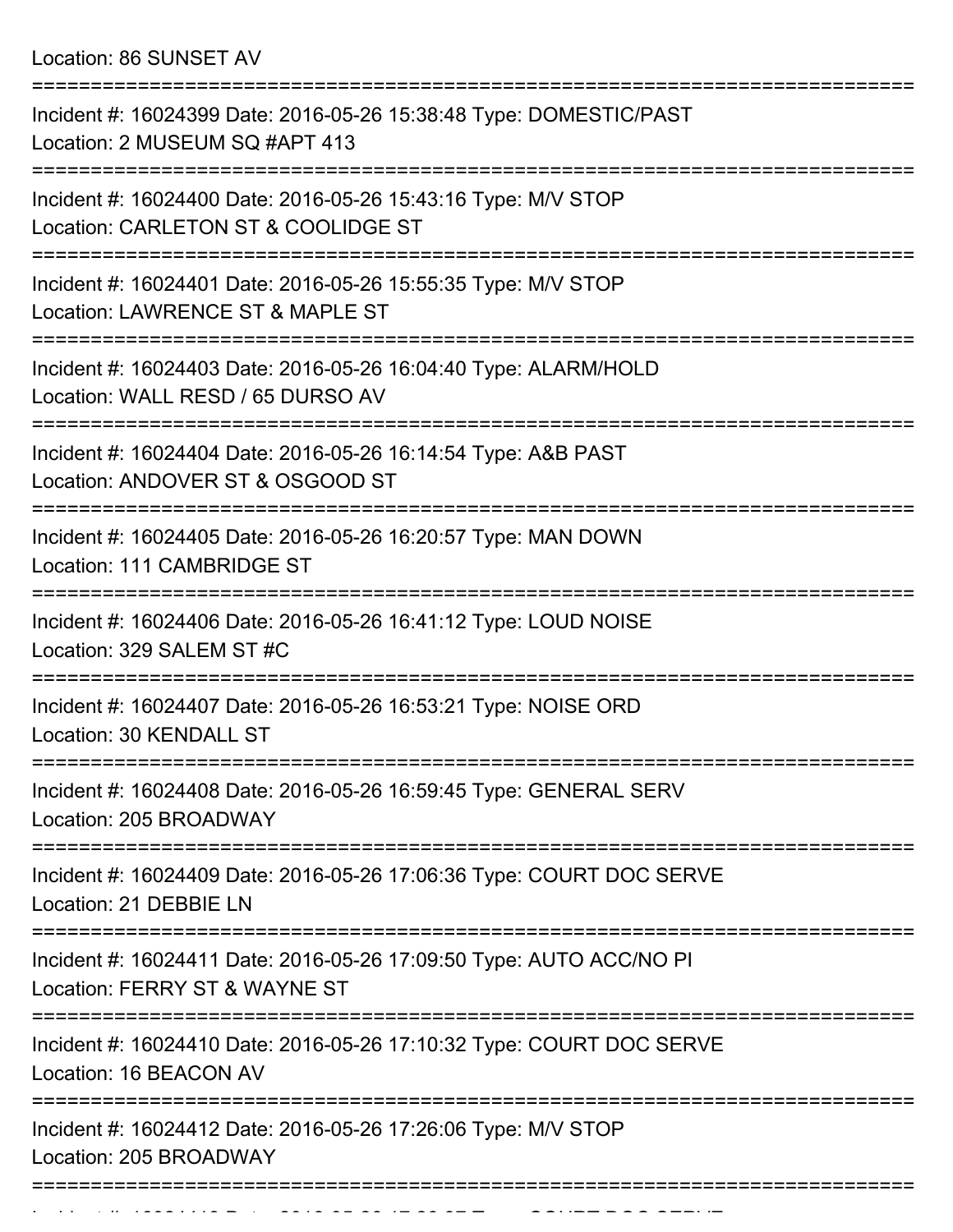Location: 86 SUNSET AV

===========================================================================

Incident #: 16024399 Date: 2016-05-26 15:38:48 Type: DOMESTIC/PAST

Location: 2 MUSEUM SQ #APT 413

===========================================================================

Incident #: 16024400 Date: 2016-05-26 15:43:16 Type: M/V STOP

Location: CARLETON ST & COOLIDGE ST

===========================================================================

Incident #: 16024401 Date: 2016-05-26 15:55:35 Type: M/V STOP

Location: LAWRENCE ST & MAPLE ST

===========================================================================

Incident #: 16024403 Date: 2016-05-26 16:04:40 Type: ALARM/HOLD

Location: WALL RESD / 65 DURSO AV

===========================================================================

Incident #: 16024404 Date: 2016-05-26 16:14:54 Type: A&B PAST

Location: ANDOVER ST & OSGOOD ST

===========================================================================

Incident #: 16024405 Date: 2016-05-26 16:20:57 Type: MAN DOWN

Location: 111 CAMBRIDGE ST

===========================================================================

Incident #: 16024406 Date: 2016-05-26 16:41:12 Type: LOUD NOISE

Location: 329 SALEM ST #C

===========================================================================

Incident #: 16024407 Date: 2016-05-26 16:53:21 Type: NOISE ORD

Location: 30 KENDALL ST

===========================================================================

Incident #: 16024408 Date: 2016-05-26 16:59:45 Type: GENERAL SERV

Location: 205 BROADWAY

===========================================================================

Incident #: 16024409 Date: 2016-05-26 17:06:36 Type: COURT DOC SERVE

Location: 21 DEBBIE LN

===========================================================================

Incident #: 16024411 Date: 2016-05-26 17:09:50 Type: AUTO ACC/NO PI

Location: FERRY ST & WAYNE ST

===========================================================================

Incident #: 16024410 Date: 2016-05-26 17:10:32 Type: COURT DOC SERVE

Location: 16 BEACON AV

===========================================================================

Incident #: 16024412 Date: 2016-05-26 17:26:06 Type: M/V STOP

Location: 205 BROADWAY

===========================================================================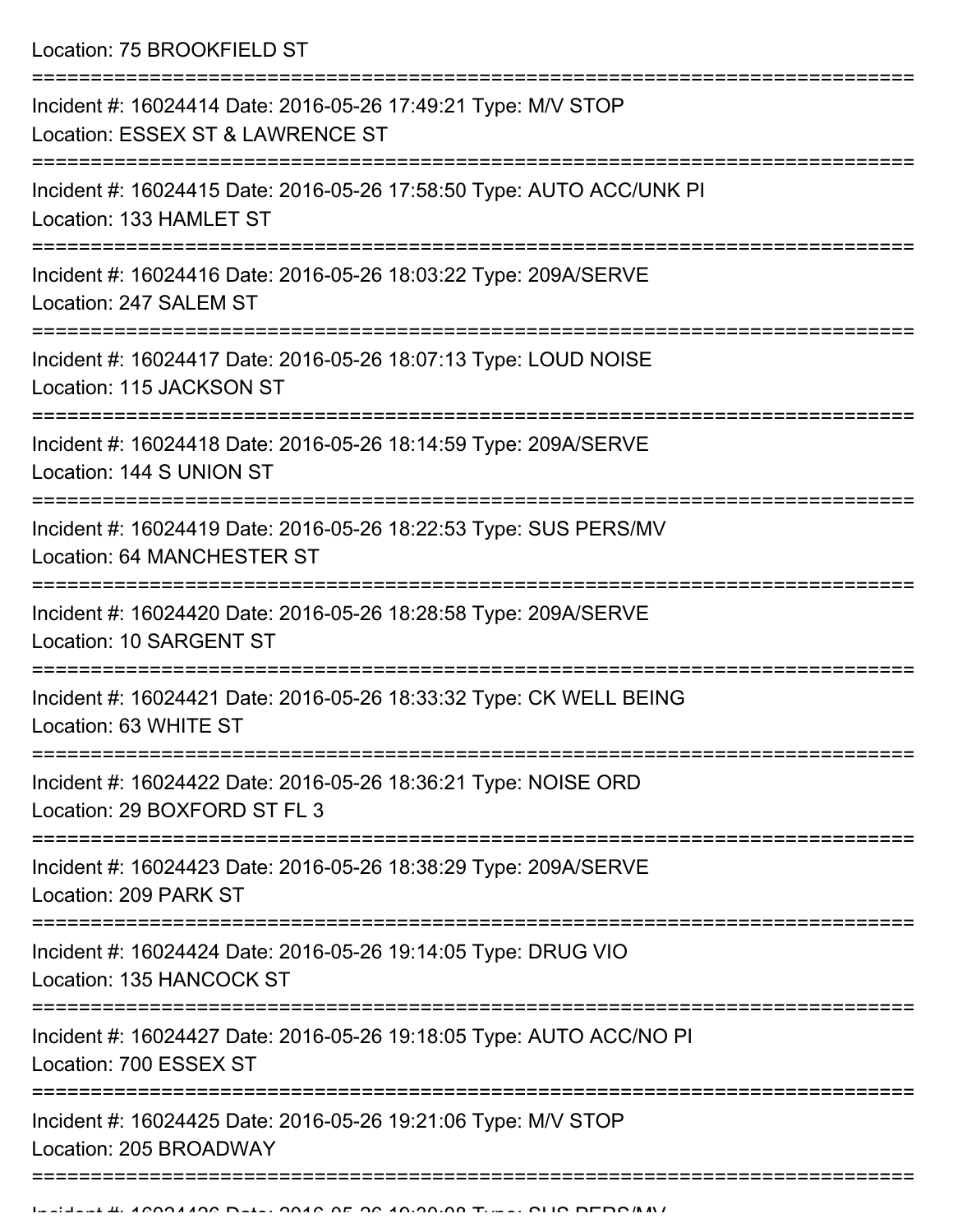Location: 75 BROOKFIELD ST

===========================================================================

Incident #: 16024414 Date: 2016-05-26 17:49:21 Type: M/V STOP
Location: ESSEX ST & LAWRENCE ST

===========================================================================

Incident #: 16024415 Date: 2016-05-26 17:58:50 Type: AUTO ACC/UNK PI
Location: 133 HAMLET ST

===========================================================================

Incident #: 16024416 Date: 2016-05-26 18:03:22 Type: 209A/SERVE
Location: 247 SALEM ST

===========================================================================

Incident #: 16024417 Date: 2016-05-26 18:07:13 Type: LOUD NOISE
Location: 115 JACKSON ST

===========================================================================

Incident #: 16024418 Date: 2016-05-26 18:14:59 Type: 209A/SERVE
Location: 144 S UNION ST

===========================================================================

Incident #: 16024419 Date: 2016-05-26 18:22:53 Type: SUS PERS/MV
Location: 64 MANCHESTER ST

===========================================================================

Incident #: 16024420 Date: 2016-05-26 18:28:58 Type: 209A/SERVE
Location: 10 SARGENT ST

===========================================================================

Incident #: 16024421 Date: 2016-05-26 18:33:32 Type: CK WELL BEING
Location: 63 WHITE ST

===========================================================================

Incident #: 16024422 Date: 2016-05-26 18:36:21 Type: NOISE ORD
Location: 29 BOXFORD ST FL 3

===========================================================================

Incident #: 16024423 Date: 2016-05-26 18:38:29 Type: 209A/SERVE
Location: 209 PARK ST

===========================================================================

Incident #: 16024424 Date: 2016-05-26 19:14:05 Type: DRUG VIO
Location: 135 HANCOCK ST

===========================================================================

Incident #: 16024427 Date: 2016-05-26 19:18:05 Type: AUTO ACC/NO PI
Location: 700 ESSEX ST

===========================================================================

Incident #: 16024425 Date: 2016-05-26 19:21:06 Type: M/V STOP
Location: 205 BROADWAY

===========================================================================

Incident #: 16024426 Date: 2016-05-26 19:30:08 Type: SUS PERS/MV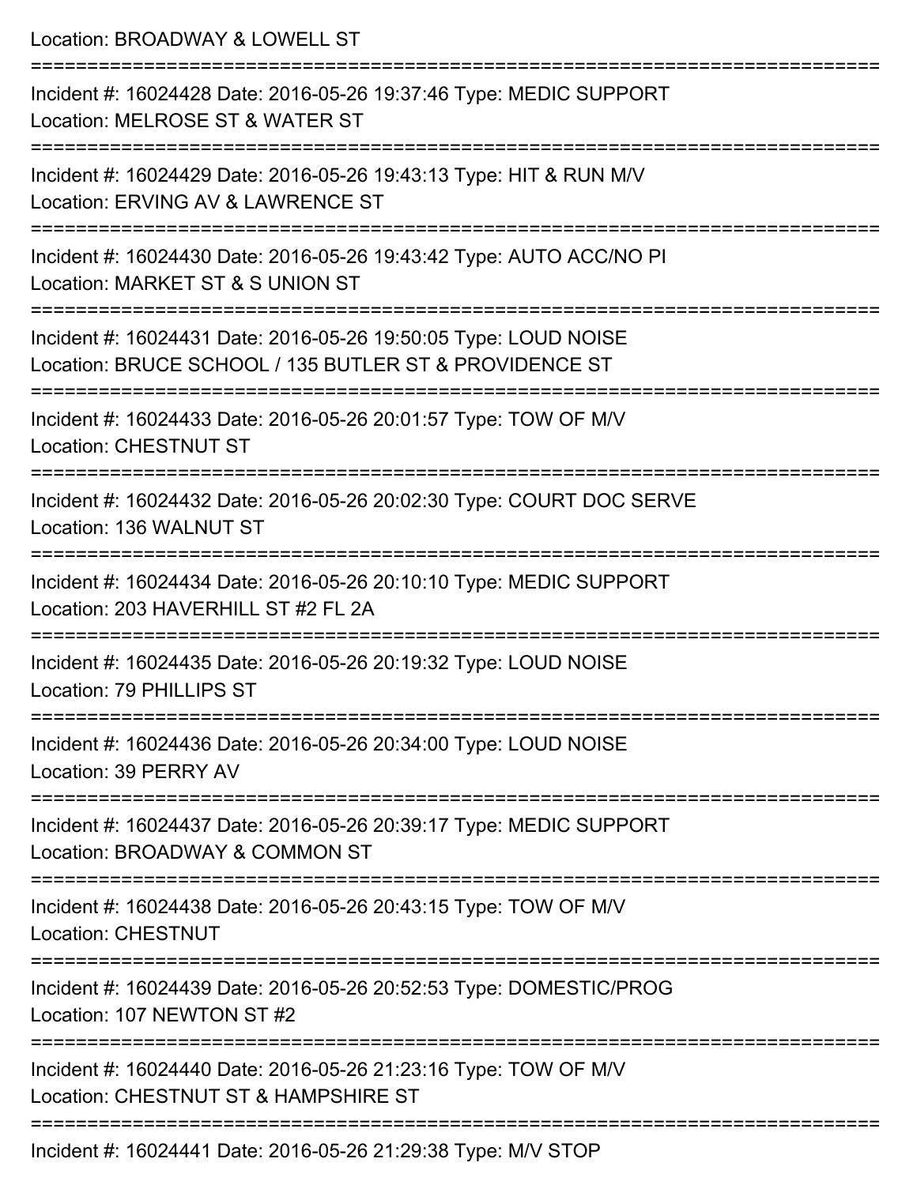Location: BROADWAY & LOWELL ST

===========================================================================

Incident #: 16024428 Date: 2016-05-26 19:37:46 Type: MEDIC SUPPORT
Location: MELROSE ST & WATER ST

===========================================================================

Incident #: 16024429 Date: 2016-05-26 19:43:13 Type: HIT & RUN M/V
Location: ERVING AV & LAWRENCE ST

===========================================================================

Incident #: 16024430 Date: 2016-05-26 19:43:42 Type: AUTO ACC/NO PI
Location: MARKET ST & S UNION ST

===========================================================================

Incident #: 16024431 Date: 2016-05-26 19:50:05 Type: LOUD NOISE
Location: BRUCE SCHOOL / 135 BUTLER ST & PROVIDENCE ST

===========================================================================

Incident #: 16024433 Date: 2016-05-26 20:01:57 Type: TOW OF M/V
Location: CHESTNUT ST

===========================================================================

Incident #: 16024432 Date: 2016-05-26 20:02:30 Type: COURT DOC SERVE
Location: 136 WALNUT ST

===========================================================================

Incident #: 16024434 Date: 2016-05-26 20:10:10 Type: MEDIC SUPPORT
Location: 203 HAVERHILL ST #2 FL 2A

===========================================================================

Incident #: 16024435 Date: 2016-05-26 20:19:32 Type: LOUD NOISE
Location: 79 PHILLIPS ST

===========================================================================

Incident #: 16024436 Date: 2016-05-26 20:34:00 Type: LOUD NOISE
Location: 39 PERRY AV

===========================================================================

Incident #: 16024437 Date: 2016-05-26 20:39:17 Type: MEDIC SUPPORT
Location: BROADWAY & COMMON ST

===========================================================================

Incident #: 16024438 Date: 2016-05-26 20:43:15 Type: TOW OF M/V
Location: CHESTNUT

===========================================================================

Incident #: 16024439 Date: 2016-05-26 20:52:53 Type: DOMESTIC/PROG
Location: 107 NEWTON ST #2

===========================================================================

Incident #: 16024440 Date: 2016-05-26 21:23:16 Type: TOW OF M/V
Location: CHESTNUT ST & HAMPSHIRE ST

===========================================================================

Incident #: 16024441 Date: 2016-05-26 21:29:38 Type: M/V STOP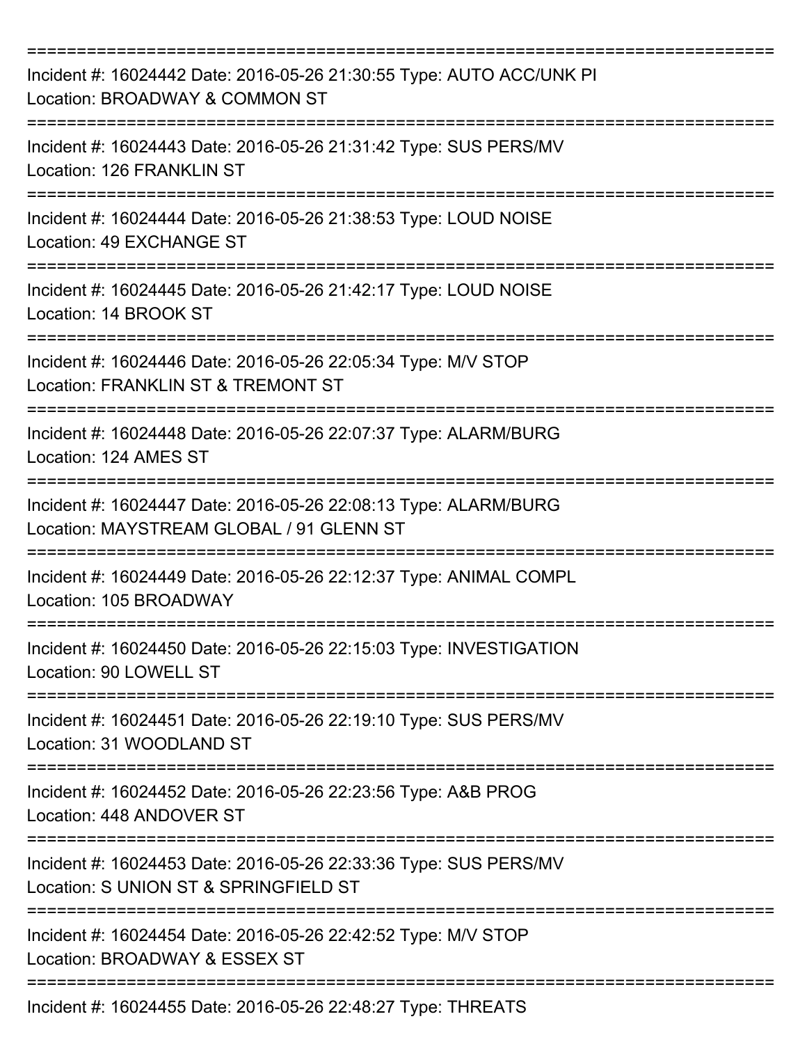===========================================================================
Incident #: 16024442 Date: 2016-05-26 21:30:55 Type: AUTO ACC/UNK PI
Location: BROADWAY & COMMON ST
===========================================================================
Incident #: 16024443 Date: 2016-05-26 21:31:42 Type: SUS PERS/MV
Location: 126 FRANKLIN ST
===========================================================================
Incident #: 16024444 Date: 2016-05-26 21:38:53 Type: LOUD NOISE
Location: 49 EXCHANGE ST
===========================================================================
Incident #: 16024445 Date: 2016-05-26 21:42:17 Type: LOUD NOISE
Location: 14 BROOK ST
===========================================================================
Incident #: 16024446 Date: 2016-05-26 22:05:34 Type: M/V STOP
Location: FRANKLIN ST & TREMONT ST
===========================================================================
Incident #: 16024448 Date: 2016-05-26 22:07:37 Type: ALARM/BURG
Location: 124 AMES ST
===========================================================================
Incident #: 16024447 Date: 2016-05-26 22:08:13 Type: ALARM/BURG
Location: MAYSTREAM GLOBAL / 91 GLENN ST
===========================================================================
Incident #: 16024449 Date: 2016-05-26 22:12:37 Type: ANIMAL COMPL
Location: 105 BROADWAY
===========================================================================
Incident #: 16024450 Date: 2016-05-26 22:15:03 Type: INVESTIGATION
Location: 90 LOWELL ST
===========================================================================
Incident #: 16024451 Date: 2016-05-26 22:19:10 Type: SUS PERS/MV
Location: 31 WOODLAND ST
===========================================================================
Incident #: 16024452 Date: 2016-05-26 22:23:56 Type: A&B PROG
Location: 448 ANDOVER ST
===========================================================================
Incident #: 16024453 Date: 2016-05-26 22:33:36 Type: SUS PERS/MV
Location: S UNION ST & SPRINGFIELD ST
===========================================================================
Incident #: 16024454 Date: 2016-05-26 22:42:52 Type: M/V STOP
Location: BROADWAY & ESSEX ST
===========================================================================
Incident #: 16024455 Date: 2016-05-26 22:48:27 Type: THREATS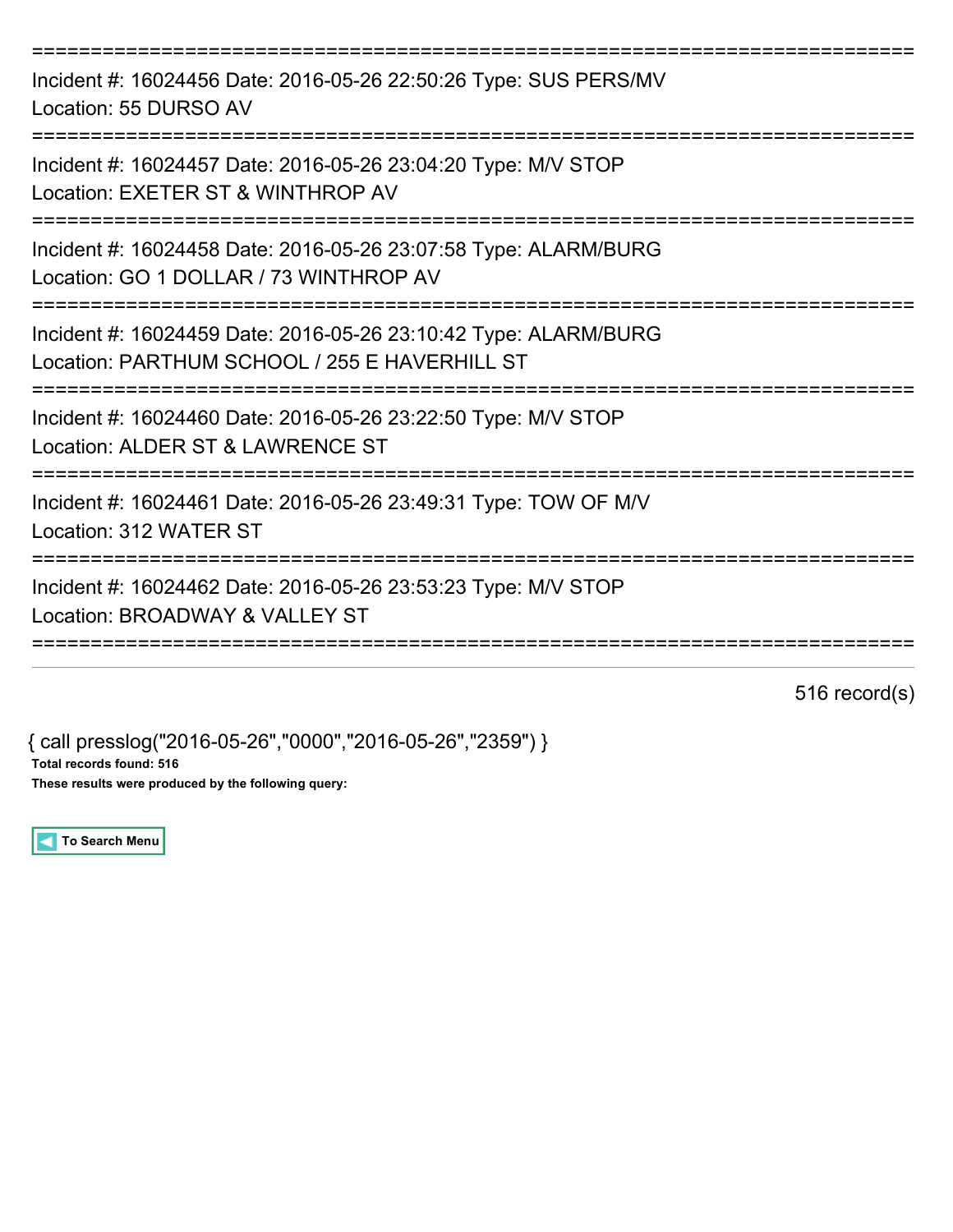===========================================================================

Incident #: 16024456 Date: 2016-05-26 22:50:26 Type: SUS PERS/MV
Location: 55 DURSO AV

===========================================================================

Incident #: 16024457 Date: 2016-05-26 23:04:20 Type: M/V STOP
Location: EXETER ST & WINTHROP AV

===========================================================================

Incident #: 16024458 Date: 2016-05-26 23:07:58 Type: ALARM/BURG
Location: GO 1 DOLLAR / 73 WINTHROP AV

===========================================================================

Incident #: 16024459 Date: 2016-05-26 23:10:42 Type: ALARM/BURG
Location: PARTHUM SCHOOL / 255 E HAVERHILL ST

===========================================================================

Incident #: 16024460 Date: 2016-05-26 23:22:50 Type: M/V STOP
Location: ALDER ST & LAWRENCE ST

===========================================================================

Incident #: 16024461 Date: 2016-05-26 23:49:31 Type: TOW OF M/V
Location: 312 WATER ST

===========================================================================

Incident #: 16024462 Date: 2016-05-26 23:53:23 Type: M/V STOP
Location: BROADWAY & VALLEY ST

===========================================================================

516 record(s)

{ call presslog("2016-05-26","0000","2016-05-26","2359") }

**Total records found: 516**

**These results were produced by the following query:**

To Search Menu